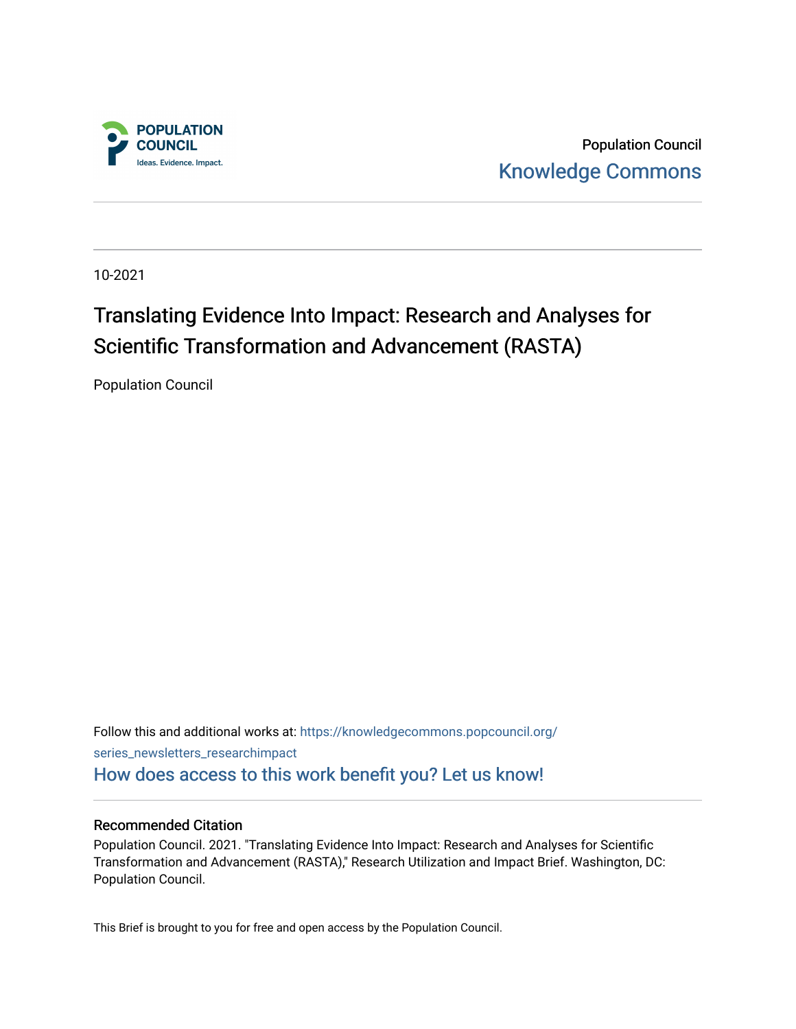Population Council

Knowledge Commons

10-2021

# Translating Evidence Into Impact: Research and Analyses for Scientific Transformation and Advancement (RASTA)

Population Council

Follow this and additional works at: https://knowledgecommons.popcouncil.org/series_newsletters_researchimpact

How does access to this work benefit you? Let us know!

## Recommended Citation

Population Council. 2021. "Translating Evidence Into Impact: Research and Analyses for Scientific Transformation and Advancement (RASTA)," Research Utilization and Impact Brief. Washington, DC: Population Council.

This Brief is brought to you for free and open access by the Population Council.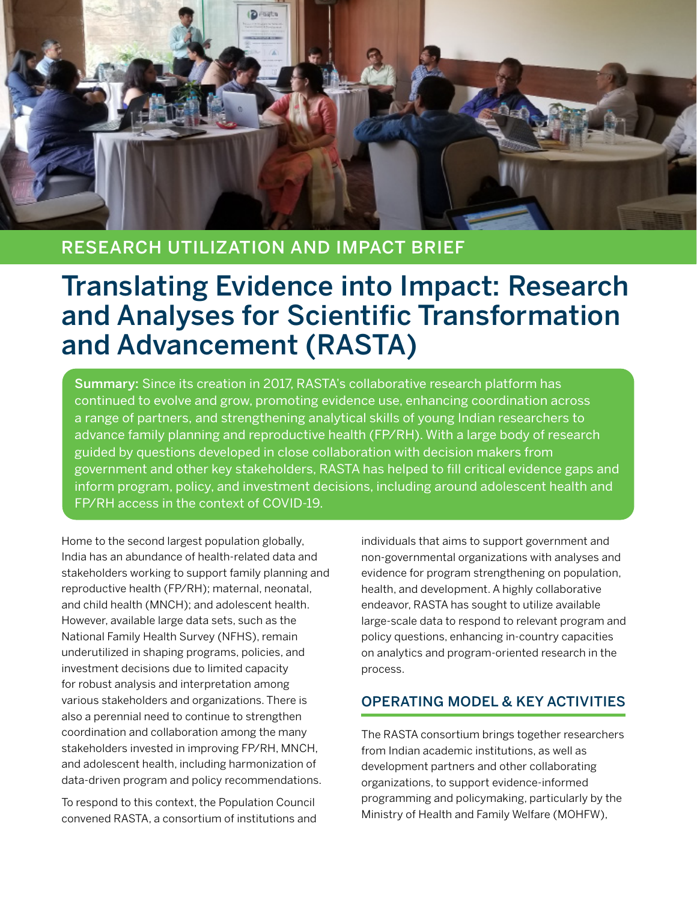RESEARCH UTILIZATION AND IMPACT BRIEF

# Translating Evidence into Impact: Research and Analyses for Scientific Transformation and Advancement (RASTA)

**Summary:** Since its creation in 2017, RASTA's collaborative research platform has continued to evolve and grow, promoting evidence use, enhancing coordination across a range of partners, and strengthening analytical skills of young Indian researchers to advance family planning and reproductive health (FP/RH). With a large body of research guided by questions developed in close collaboration with decision makers from government and other key stakeholders, RASTA has helped to fill critical evidence gaps and inform program, policy, and investment decisions, including around adolescent health and FP/RH access in the context of COVID-19.

Home to the second largest population globally, India has an abundance of health-related data and stakeholders working to support family planning and reproductive health (FP/RH); maternal, neonatal, and child health (MNCH); and adolescent health. However, available large data sets, such as the National Family Health Survey (NFHS), remain underutilized in shaping programs, policies, and investment decisions due to limited capacity for robust analysis and interpretation among various stakeholders and organizations. There is also a perennial need to continue to strengthen coordination and collaboration among the many stakeholders invested in improving FP/RH, MNCH, and adolescent health, including harmonization of data-driven program and policy recommendations.

To respond to this context, the Population Council convened RASTA, a consortium of institutions and individuals that aims to support government and non-governmental organizations with analyses and evidence for program strengthening on population, health, and development. A highly collaborative endeavor, RASTA has sought to utilize available large-scale data to respond to relevant program and policy questions, enhancing in-country capacities on analytics and program-oriented research in the process.

## OPERATING MODEL & KEY ACTIVITIES

The RASTA consortium brings together researchers from Indian academic institutions, as well as development partners and other collaborating organizations, to support evidence-informed programming and policymaking, particularly by the Ministry of Health and Family Welfare (MOHFW),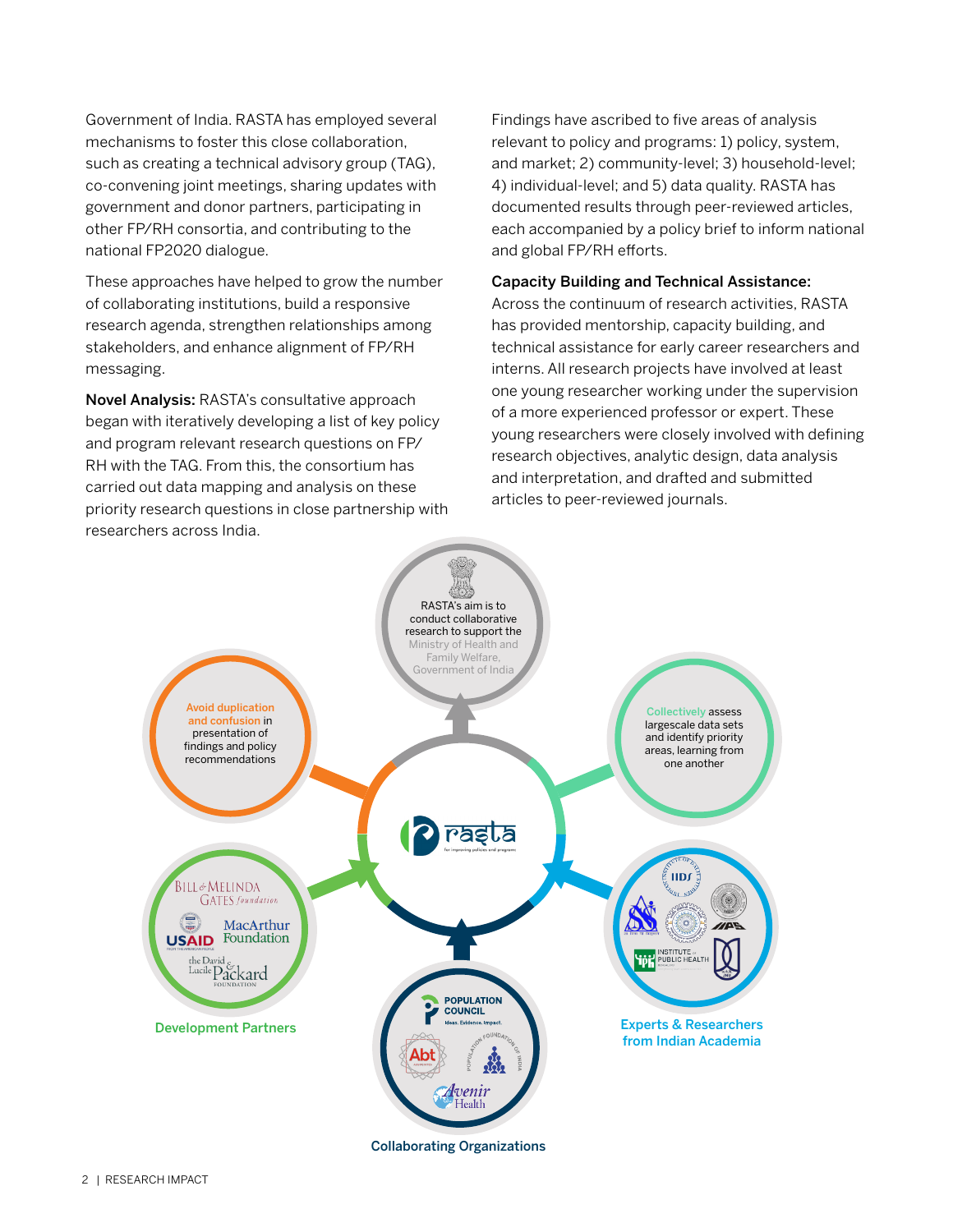Government of India. RASTA has employed several mechanisms to foster this close collaboration, such as creating a technical advisory group (TAG), co-convening joint meetings, sharing updates with government and donor partners, participating in other FP/RH consortia, and contributing to the national FP2020 dialogue.

These approaches have helped to grow the number of collaborating institutions, build a responsive research agenda, strengthen relationships among stakeholders, and enhance alignment of FP/RH messaging.

**Novel Analysis:** RASTA's consultative approach began with iteratively developing a list of key policy and program relevant research questions on FP/RH with the TAG. From this, the consortium has carried out data mapping and analysis on these priority research questions in close partnership with researchers across India.

Findings have ascribed to five areas of analysis relevant to policy and programs: 1) policy, system, and market; 2) community-level; 3) household-level; 4) individual-level; and 5) data quality. RASTA has documented results through peer-reviewed articles, each accompanied by a policy brief to inform national and global FP/RH efforts.

**Capacity Building and Technical Assistance:** Across the continuum of research activities, RASTA has provided mentorship, capacity building, and technical assistance for early career researchers and interns. All research projects have involved at least one young researcher working under the supervision of a more experienced professor or expert. These young researchers were closely involved with defining research objectives, analytic design, data analysis and interpretation, and drafted and submitted articles to peer-reviewed journals.

RASTA's aim is to conduct collaborative research to support the Ministry of Health and Family Welfare, Government of India

Collectively assess largescale data sets and identify priority areas, learning from one another

Avoid duplication and confusion in presentation of findings and policy recommendations

rasta – for improving policies and programs

Development Partners

Experts & Researchers from Indian Academia

Collaborating Organizations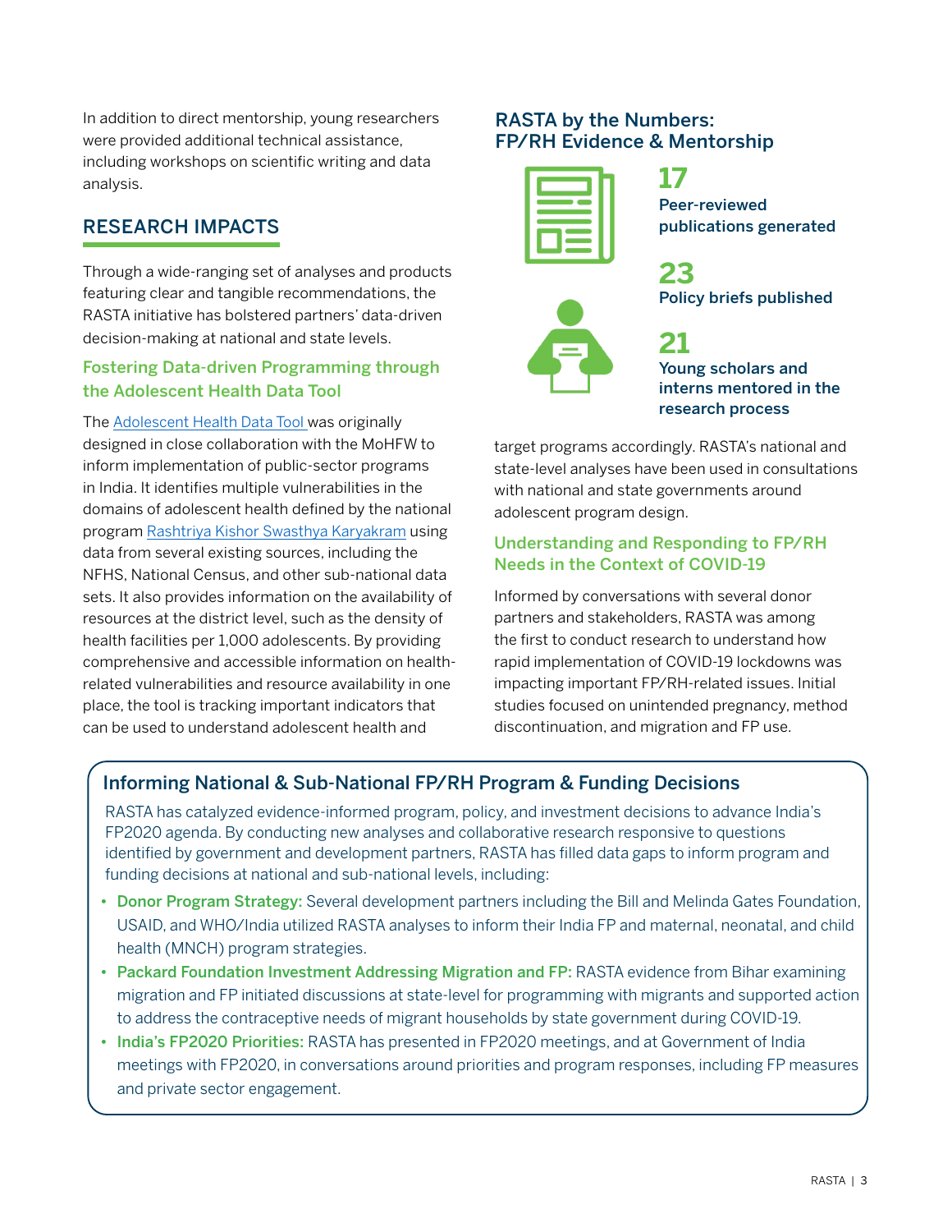In addition to direct mentorship, young researchers were provided additional technical assistance, including workshops on scientific writing and data analysis.

## RESEARCH IMPACTS

Through a wide-ranging set of analyses and products featuring clear and tangible recommendations, the RASTA initiative has bolstered partners' data-driven decision-making at national and state levels.

### Fostering Data-driven Programming through the Adolescent Health Data Tool

The [Adolescent Health Data Tool](#) was originally designed in close collaboration with the MoHFW to inform implementation of public-sector programs in India. It identifies multiple vulnerabilities in the domains of adolescent health defined by the national program [Rashtriya Kishor Swasthya Karyakram](#) using data from several existing sources, including the NFHS, National Census, and other sub-national data sets. It also provides information on the availability of resources at the district level, such as the density of health facilities per 1,000 adolescents. By providing comprehensive and accessible information on health-related vulnerabilities and resource availability in one place, the tool is tracking important indicators that can be used to understand adolescent health and target programs accordingly. RASTA's national and state-level analyses have been used in consultations with national and state governments around adolescent program design.

### Understanding and Responding to FP/RH Needs in the Context of COVID-19

Informed by conversations with several donor partners and stakeholders, RASTA was among the first to conduct research to understand how rapid implementation of COVID-19 lockdowns was impacting important FP/RH-related issues. Initial studies focused on unintended pregnancy, method discontinuation, and migration and FP use.

## RASTA by the Numbers: FP/RH Evidence & Mentorship

**17**
**Peer-reviewed publications generated**

**23**
**Policy briefs published**

**21**
**Young scholars and interns mentored in the research process**

## Informing National & Sub-National FP/RH Program & Funding Decisions

RASTA has catalyzed evidence-informed program, policy, and investment decisions to advance India's FP2020 agenda. By conducting new analyses and collaborative research responsive to questions identified by government and development partners, RASTA has filled data gaps to inform program and funding decisions at national and sub-national levels, including:

- **Donor Program Strategy:** Several development partners including the Bill and Melinda Gates Foundation, USAID, and WHO/India utilized RASTA analyses to inform their India FP and maternal, neonatal, and child health (MNCH) program strategies.
- **Packard Foundation Investment Addressing Migration and FP:** RASTA evidence from Bihar examining migration and FP initiated discussions at state-level for programming with migrants and supported action to address the contraceptive needs of migrant households by state government during COVID-19.
- **India's FP2020 Priorities:** RASTA has presented in FP2020 meetings, and at Government of India meetings with FP2020, in conversations around priorities and program responses, including FP measures and private sector engagement.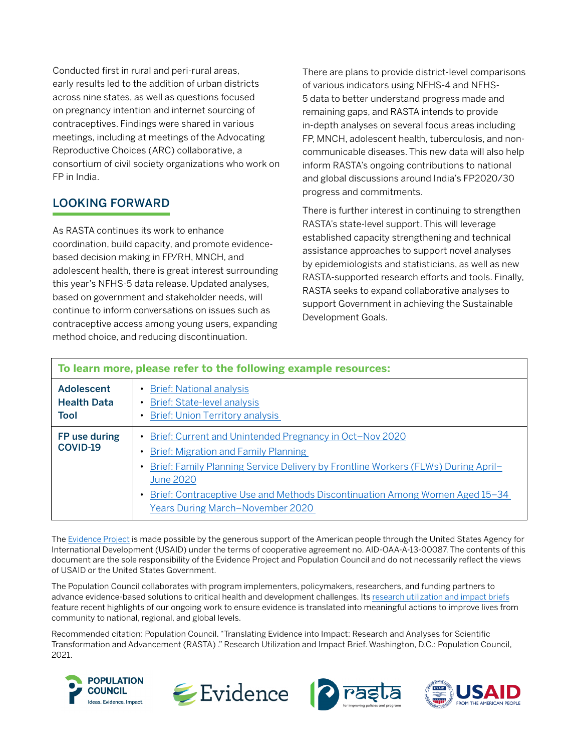Conducted first in rural and peri-rural areas, early results led to the addition of urban districts across nine states, as well as questions focused on pregnancy intention and internet sourcing of contraceptives. Findings were shared in various meetings, including at meetings of the Advocating Reproductive Choices (ARC) collaborative, a consortium of civil society organizations who work on FP in India.

## LOOKING FORWARD

As RASTA continues its work to enhance coordination, build capacity, and promote evidence-based decision making in FP/RH, MNCH, and adolescent health, there is great interest surrounding this year's NFHS-5 data release. Updated analyses, based on government and stakeholder needs, will continue to inform conversations on issues such as contraceptive access among young users, expanding method choice, and reducing discontinuation.

There are plans to provide district-level comparisons of various indicators using NFHS-4 and NFHS-5 data to better understand progress made and remaining gaps, and RASTA intends to provide in-depth analyses on several focus areas including FP, MNCH, adolescent health, tuberculosis, and non-communicable diseases. This new data will also help inform RASTA's ongoing contributions to national and global discussions around India's FP2020/30 progress and commitments.

There is further interest in continuing to strengthen RASTA's state-level support. This will leverage established capacity strengthening and technical assistance approaches to support novel analyses by epidemiologists and statisticians, as well as new RASTA-supported research efforts and tools. Finally, RASTA seeks to expand collaborative analyses to support Government in achieving the Sustainable Development Goals.

| To learn more, please refer to the following example resources: | |
|---|---|
| **Adolescent Health Data Tool** | • Brief: National analysis<br>• Brief: State-level analysis<br>• Brief: Union Territory analysis |
| **FP use during COVID-19** | • Brief: Current and Unintended Pregnancy in Oct–Nov 2020<br>• Brief: Migration and Family Planning<br>• Brief: Family Planning Service Delivery by Frontline Workers (FLWs) During April–June 2020<br>• Brief: Contraceptive Use and Methods Discontinuation Among Women Aged 15–34 Years During March–November 2020 |

The Evidence Project is made possible by the generous support of the American people through the United States Agency for International Development (USAID) under the terms of cooperative agreement no. AID-OAA-A-13-00087. The contents of this document are the sole responsibility of the Evidence Project and Population Council and do not necessarily reflect the views of USAID or the United States Government.

The Population Council collaborates with program implementers, policymakers, researchers, and funding partners to advance evidence-based solutions to critical health and development challenges. Its research utilization and impact briefs feature recent highlights of our ongoing work to ensure evidence is translated into meaningful actions to improve lives from community to national, regional, and global levels.

Recommended citation: Population Council. "Translating Evidence into Impact: Research and Analyses for Scientific Transformation and Advancement (RASTA) ." Research Utilization and Impact Brief. Washington, D.C.: Population Council, 2021.

POPULATION COUNCIL Ideas. Evidence. Impact.

Evidence

rasta for improving policies and programs

USAID FROM THE AMERICAN PEOPLE